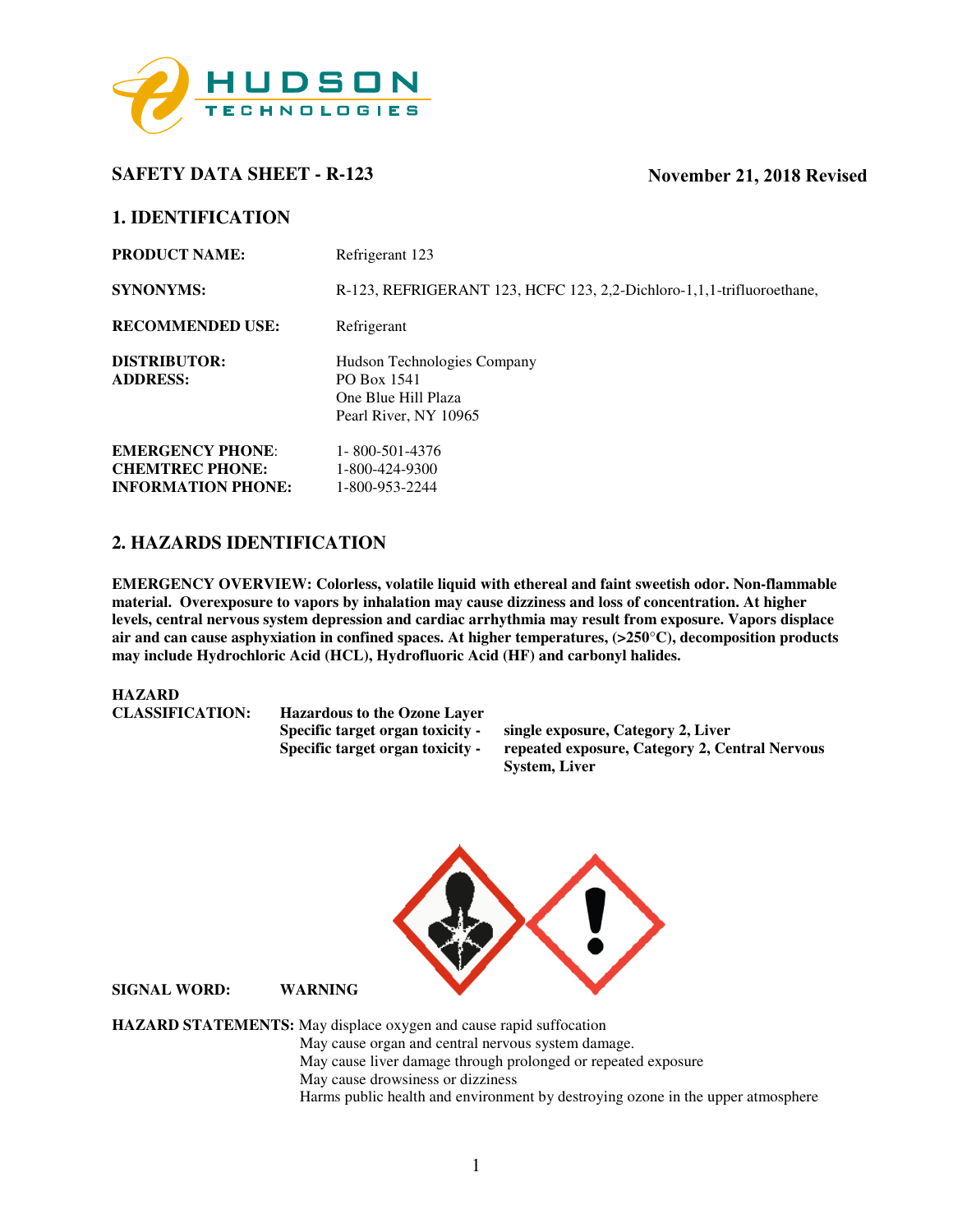# SAFETY DATA SHEET - R-123

**November 21, 2018 Revised**

## 1. IDENTIFICATION

| | |
|---|---|
| **PRODUCT NAME:** | Refrigerant 123 |
| **SYNONYMS:** | R-123, REFRIGERANT 123, HCFC 123, 2,2-Dichloro-1,1,1-trifluoroethane, |
| **RECOMMENDED USE:** | Refrigerant |
| **DISTRIBUTOR:** | Hudson Technologies Company |
| **ADDRESS:** | PO Box 1541<br>One Blue Hill Plaza<br>Pearl River, NY 10965 |
| **EMERGENCY PHONE:** | 1- 800-501-4376 |
| **CHEMTREC PHONE:** | 1-800-424-9300 |
| **INFORMATION PHONE:** | 1-800-953-2244 |

## 2. HAZARDS IDENTIFICATION

**EMERGENCY OVERVIEW: Colorless, volatile liquid with ethereal and faint sweetish odor. Non-flammable material. Overexposure to vapors by inhalation may cause dizziness and loss of concentration. At higher levels, central nervous system depression and cardiac arrhythmia may result from exposure. Vapors displace air and can cause asphyxiation in confined spaces. At higher temperatures, (>250°C), decomposition products may include Hydrochloric Acid (HCL), Hydrofluoric Acid (HF) and carbonyl halides.**

**HAZARD CLASSIFICATION:**

**Hazardous to the Ozone Layer**
**Specific target organ toxicity - single exposure, Category 2, Liver**
**Specific target organ toxicity - repeated exposure, Category 2, Central Nervous System, Liver**

**SIGNAL WORD: WARNING**

**HAZARD STATEMENTS:** May displace oxygen and cause rapid suffocation
May cause organ and central nervous system damage.
May cause liver damage through prolonged or repeated exposure
May cause drowsiness or dizziness
Harms public health and environment by destroying ozone in the upper atmosphere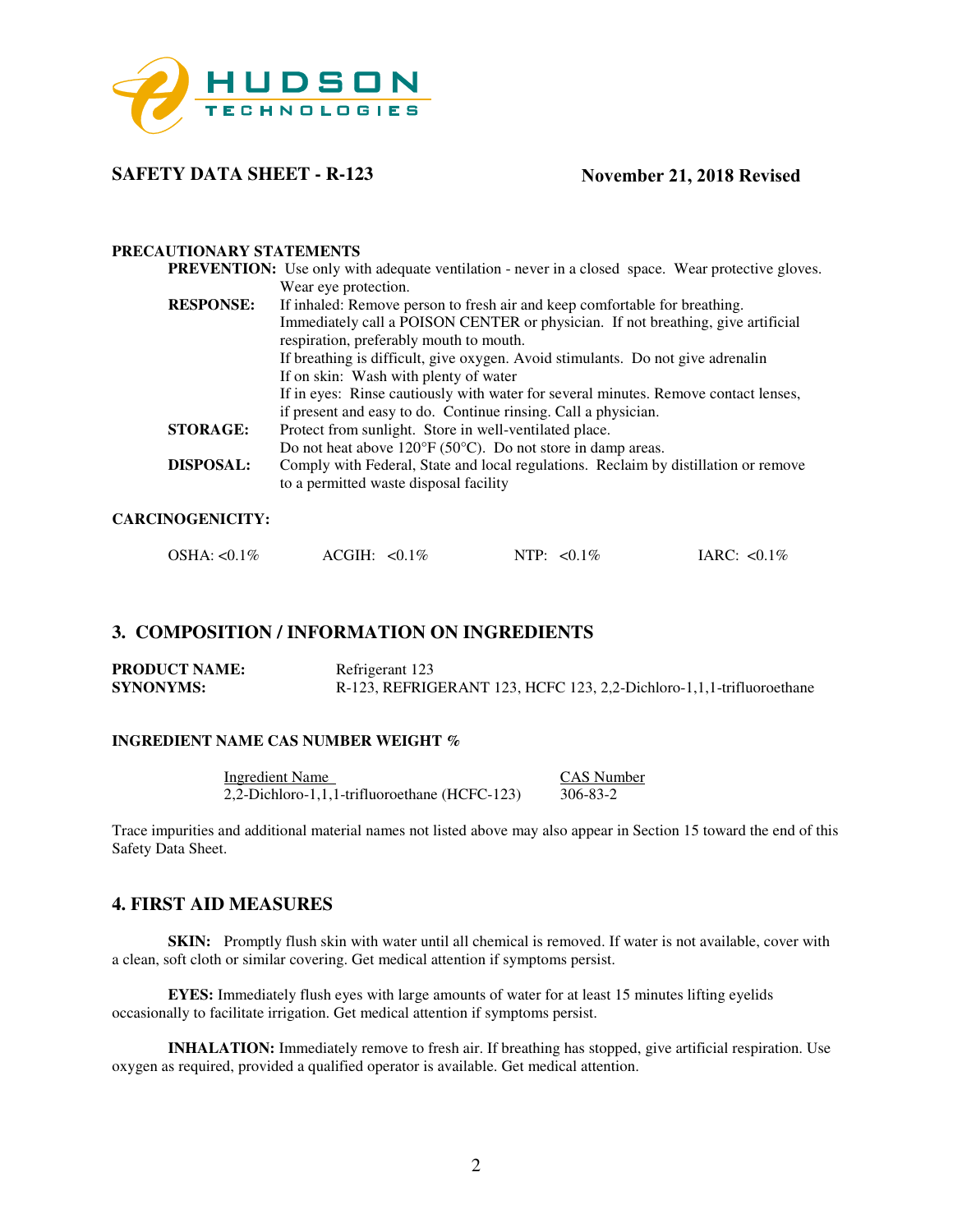**SAFETY DATA SHEET - R-123** **November 21, 2018 Revised**

**PRECAUTIONARY STATEMENTS**

**PREVENTION:** Use only with adequate ventilation - never in a closed space. Wear protective gloves. Wear eye protection.

**RESPONSE:** If inhaled: Remove person to fresh air and keep comfortable for breathing. Immediately call a POISON CENTER or physician. If not breathing, give artificial respiration, preferably mouth to mouth.
If breathing is difficult, give oxygen. Avoid stimulants. Do not give adrenalin
If on skin: Wash with plenty of water
If in eyes: Rinse cautiously with water for several minutes. Remove contact lenses, if present and easy to do. Continue rinsing. Call a physician.

**STORAGE:** Protect from sunlight. Store in well-ventilated place.
Do not heat above 120°F (50°C). Do not store in damp areas.

**DISPOSAL:** Comply with Federal, State and local regulations. Reclaim by distillation or remove to a permitted waste disposal facility

**CARCINOGENICITY:**

| OSHA: <0.1% | ACGIH: <0.1% | NTP: <0.1% | IARC: <0.1% |
|---|---|---|---|

## 3. COMPOSITION / INFORMATION ON INGREDIENTS

**PRODUCT NAME:** Refrigerant 123
**SYNONYMS:** R-123, REFRIGERANT 123, HCFC 123, 2,2-Dichloro-1,1,1-trifluoroethane

**INGREDIENT NAME CAS NUMBER WEIGHT %**

| Ingredient Name | CAS Number |
|---|---|
| 2,2-Dichloro-1,1,1-trifluoroethane (HCFC-123) | 306-83-2 |

Trace impurities and additional material names not listed above may also appear in Section 15 toward the end of this Safety Data Sheet.

## 4. FIRST AID MEASURES

**SKIN:** Promptly flush skin with water until all chemical is removed. If water is not available, cover with a clean, soft cloth or similar covering. Get medical attention if symptoms persist.

**EYES:** Immediately flush eyes with large amounts of water for at least 15 minutes lifting eyelids occasionally to facilitate irrigation. Get medical attention if symptoms persist.

**INHALATION:** Immediately remove to fresh air. If breathing has stopped, give artificial respiration. Use oxygen as required, provided a qualified operator is available. Get medical attention.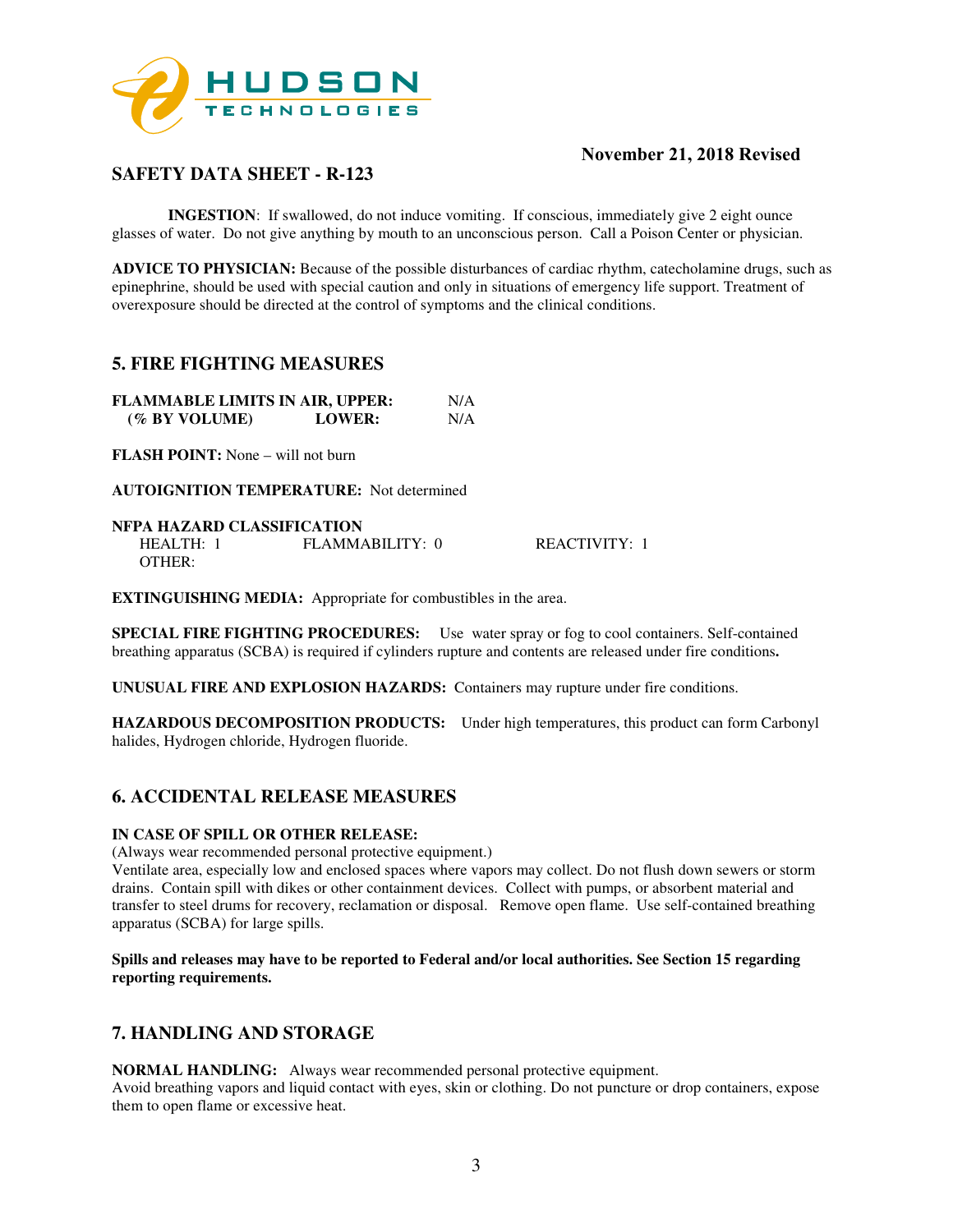**INGESTION**: If swallowed, do not induce vomiting. If conscious, immediately give 2 eight ounce glasses of water. Do not give anything by mouth to an unconscious person. Call a Poison Center or physician.

**ADVICE TO PHYSICIAN:** Because of the possible disturbances of cardiac rhythm, catecholamine drugs, such as epinephrine, should be used with special caution and only in situations of emergency life support. Treatment of overexposure should be directed at the control of symptoms and the clinical conditions.

## 5. FIRE FIGHTING MEASURES

**FLAMMABLE LIMITS IN AIR, UPPER:** N/A
**(% BY VOLUME) LOWER:** N/A

**FLASH POINT:** None – will not burn

**AUTOIGNITION TEMPERATURE:** Not determined

**NFPA HAZARD CLASSIFICATION**
HEALTH: 1 FLAMMABILITY: 0 REACTIVITY: 1
OTHER:

**EXTINGUISHING MEDIA:** Appropriate for combustibles in the area.

**SPECIAL FIRE FIGHTING PROCEDURES:** Use water spray or fog to cool containers. Self-contained breathing apparatus (SCBA) is required if cylinders rupture and contents are released under fire conditions.

**UNUSUAL FIRE AND EXPLOSION HAZARDS:** Containers may rupture under fire conditions.

**HAZARDOUS DECOMPOSITION PRODUCTS:** Under high temperatures, this product can form Carbonyl halides, Hydrogen chloride, Hydrogen fluoride.

## 6. ACCIDENTAL RELEASE MEASURES

**IN CASE OF SPILL OR OTHER RELEASE:**
(Always wear recommended personal protective equipment.)
Ventilate area, especially low and enclosed spaces where vapors may collect. Do not flush down sewers or storm drains. Contain spill with dikes or other containment devices. Collect with pumps, or absorbent material and transfer to steel drums for recovery, reclamation or disposal. Remove open flame. Use self-contained breathing apparatus (SCBA) for large spills.

**Spills and releases may have to be reported to Federal and/or local authorities. See Section 15 regarding reporting requirements.**

## 7. HANDLING AND STORAGE

**NORMAL HANDLING:** Always wear recommended personal protective equipment.
Avoid breathing vapors and liquid contact with eyes, skin or clothing. Do not puncture or drop containers, expose them to open flame or excessive heat.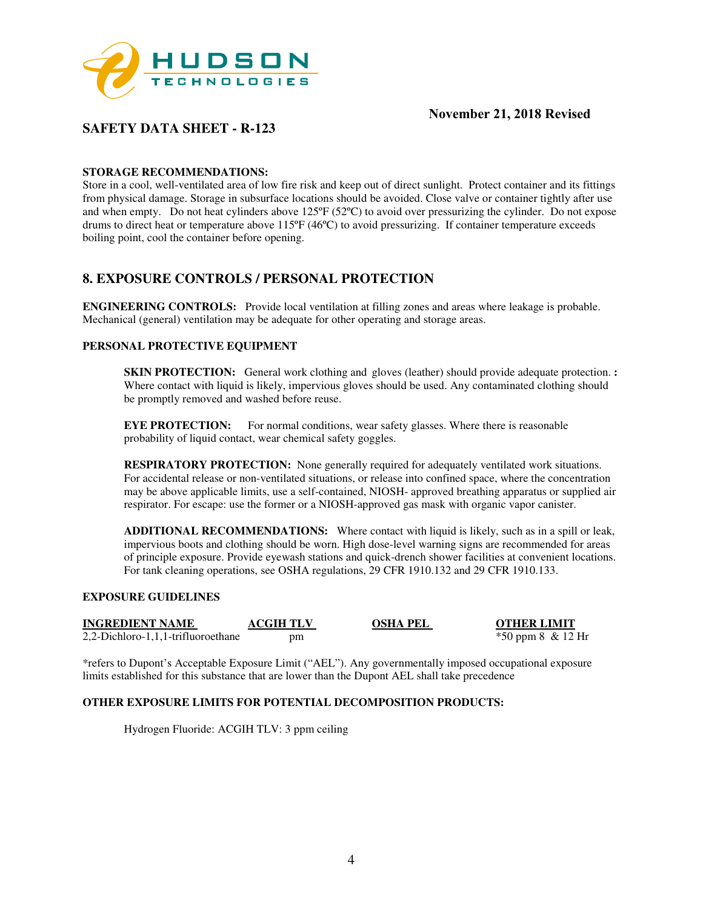**November 21, 2018 Revised**

## SAFETY DATA SHEET - R-123

**STORAGE RECOMMENDATIONS:**
Store in a cool, well-ventilated area of low fire risk and keep out of direct sunlight. Protect container and its fittings from physical damage. Storage in subsurface locations should be avoided. Close valve or container tightly after use and when empty. Do not heat cylinders above 125ºF (52ºC) to avoid over pressurizing the cylinder. Do not expose drums to direct heat or temperature above 115ºF (46ºC) to avoid pressurizing. If container temperature exceeds boiling point, cool the container before opening.

## 8. EXPOSURE CONTROLS / PERSONAL PROTECTION

**ENGINEERING CONTROLS:** Provide local ventilation at filling zones and areas where leakage is probable. Mechanical (general) ventilation may be adequate for other operating and storage areas.

**PERSONAL PROTECTIVE EQUIPMENT**

**SKIN PROTECTION:** General work clothing and gloves (leather) should provide adequate protection. **:** Where contact with liquid is likely, impervious gloves should be used. Any contaminated clothing should be promptly removed and washed before reuse.

**EYE PROTECTION:** For normal conditions, wear safety glasses. Where there is reasonable probability of liquid contact, wear chemical safety goggles.

**RESPIRATORY PROTECTION:** None generally required for adequately ventilated work situations. For accidental release or non-ventilated situations, or release into confined space, where the concentration may be above applicable limits, use a self-contained, NIOSH- approved breathing apparatus or supplied air respirator. For escape: use the former or a NIOSH-approved gas mask with organic vapor canister.

**ADDITIONAL RECOMMENDATIONS:** Where contact with liquid is likely, such as in a spill or leak, impervious boots and clothing should be worn. High dose-level warning signs are recommended for areas of principle exposure. Provide eyewash stations and quick-drench shower facilities at convenient locations. For tank cleaning operations, see OSHA regulations, 29 CFR 1910.132 and 29 CFR 1910.133.

**EXPOSURE GUIDELINES**

| INGREDIENT NAME | ACGIH TLV | OSHA PEL | OTHER LIMIT |
|---|---|---|---|
| 2,2-Dichloro-1,1,1-trifluoroethane | pm | | *50 ppm 8 & 12 Hr |

*refers to Dupont's Acceptable Exposure Limit ("AEL"). Any governmentally imposed occupational exposure limits established for this substance that are lower than the Dupont AEL shall take precedence

**OTHER EXPOSURE LIMITS FOR POTENTIAL DECOMPOSITION PRODUCTS:**

Hydrogen Fluoride: ACGIH TLV: 3 ppm ceiling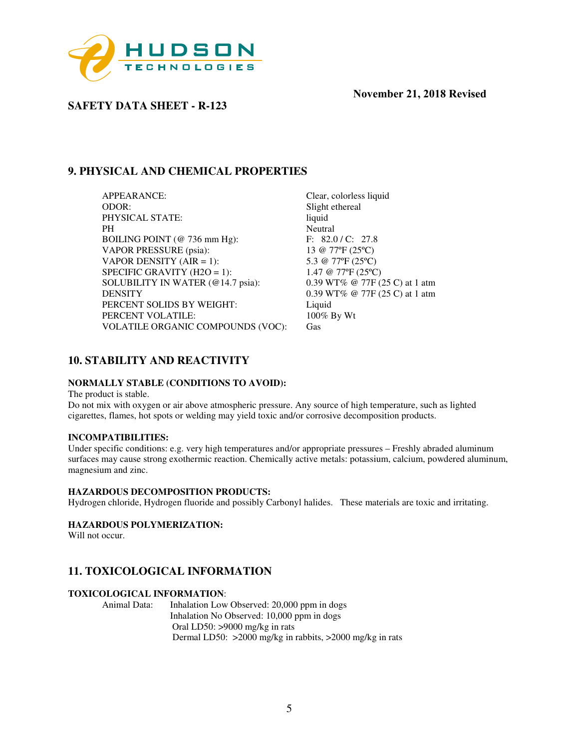**November 21, 2018 Revised**

**SAFETY DATA SHEET - R-123**

## 9. PHYSICAL AND CHEMICAL PROPERTIES

| | |
|---|---|
| APPEARANCE: | Clear, colorless liquid |
| ODOR: | Slight ethereal |
| PHYSICAL STATE: | liquid |
| PH | Neutral |
| BOILING POINT (@ 736 mm Hg): | F: 82.0 / C: 27.8 |
| VAPOR PRESSURE (psia): | 13 @ 77ºF (25ºC) |
| VAPOR DENSITY (AIR = 1): | 5.3 @ 77ºF (25ºC) |
| SPECIFIC GRAVITY (H2O = 1): | 1.47 @ 77ºF (25ºC) |
| SOLUBILITY IN WATER (@14.7 psia): | 0.39 WT% @ 77F (25 C) at 1 atm |
| DENSITY | 0.39 WT% @ 77F (25 C) at 1 atm |
| PERCENT SOLIDS BY WEIGHT: | Liquid |
| PERCENT VOLATILE: | 100% By Wt |
| VOLATILE ORGANIC COMPOUNDS (VOC): | Gas |

## 10. STABILITY AND REACTIVITY

**NORMALLY STABLE (CONDITIONS TO AVOID):**

The product is stable.
Do not mix with oxygen or air above atmospheric pressure. Any source of high temperature, such as lighted cigarettes, flames, hot spots or welding may yield toxic and/or corrosive decomposition products.

**INCOMPATIBILITIES:**

Under specific conditions: e.g. very high temperatures and/or appropriate pressures – Freshly abraded aluminum surfaces may cause strong exothermic reaction. Chemically active metals: potassium, calcium, powdered aluminum, magnesium and zinc.

**HAZARDOUS DECOMPOSITION PRODUCTS:**

Hydrogen chloride, Hydrogen fluoride and possibly Carbonyl halides. These materials are toxic and irritating.

**HAZARDOUS POLYMERIZATION:**

Will not occur.

## 11. TOXICOLOGICAL INFORMATION

**TOXICOLOGICAL INFORMATION**:

Animal Data:
- Inhalation Low Observed: 20,000 ppm in dogs
- Inhalation No Observed: 10,000 ppm in dogs
- Oral LD50: >9000 mg/kg in rats
- Dermal LD50: >2000 mg/kg in rabbits, >2000 mg/kg in rats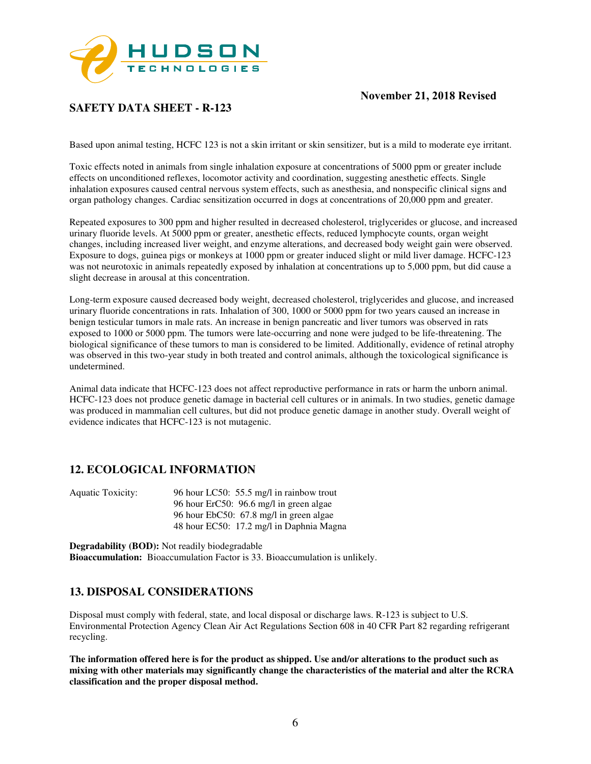Based upon animal testing, HCFC 123 is not a skin irritant or skin sensitizer, but is a mild to moderate eye irritant.

Toxic effects noted in animals from single inhalation exposure at concentrations of 5000 ppm or greater include effects on unconditioned reflexes, locomotor activity and coordination, suggesting anesthetic effects. Single inhalation exposures caused central nervous system effects, such as anesthesia, and nonspecific clinical signs and organ pathology changes. Cardiac sensitization occurred in dogs at concentrations of 20,000 ppm and greater.

Repeated exposures to 300 ppm and higher resulted in decreased cholesterol, triglycerides or glucose, and increased urinary fluoride levels. At 5000 ppm or greater, anesthetic effects, reduced lymphocyte counts, organ weight changes, including increased liver weight, and enzyme alterations, and decreased body weight gain were observed. Exposure to dogs, guinea pigs or monkeys at 1000 ppm or greater induced slight or mild liver damage. HCFC-123 was not neurotoxic in animals repeatedly exposed by inhalation at concentrations up to 5,000 ppm, but did cause a slight decrease in arousal at this concentration.

Long-term exposure caused decreased body weight, decreased cholesterol, triglycerides and glucose, and increased urinary fluoride concentrations in rats. Inhalation of 300, 1000 or 5000 ppm for two years caused an increase in benign testicular tumors in male rats. An increase in benign pancreatic and liver tumors was observed in rats exposed to 1000 or 5000 ppm. The tumors were late-occurring and none were judged to be life-threatening. The biological significance of these tumors to man is considered to be limited. Additionally, evidence of retinal atrophy was observed in this two-year study in both treated and control animals, although the toxicological significance is undetermined.

Animal data indicate that HCFC-123 does not affect reproductive performance in rats or harm the unborn animal. HCFC-123 does not produce genetic damage in bacterial cell cultures or in animals. In two studies, genetic damage was produced in mammalian cell cultures, but did not produce genetic damage in another study. Overall weight of evidence indicates that HCFC-123 is not mutagenic.

## 12. ECOLOGICAL INFORMATION

Aquatic Toxicity:
- 96 hour LC50: 55.5 mg/l in rainbow trout
- 96 hour ErC50: 96.6 mg/l in green algae
- 96 hour EbC50: 67.8 mg/l in green algae
- 48 hour EC50: 17.2 mg/l in Daphnia Magna

**Degradability (BOD):** Not readily biodegradable
**Bioaccumulation:** Bioaccumulation Factor is 33. Bioaccumulation is unlikely.

## 13. DISPOSAL CONSIDERATIONS

Disposal must comply with federal, state, and local disposal or discharge laws. R-123 is subject to U.S. Environmental Protection Agency Clean Air Act Regulations Section 608 in 40 CFR Part 82 regarding refrigerant recycling.

**The information offered here is for the product as shipped. Use and/or alterations to the product such as mixing with other materials may significantly change the characteristics of the material and alter the RCRA classification and the proper disposal method.**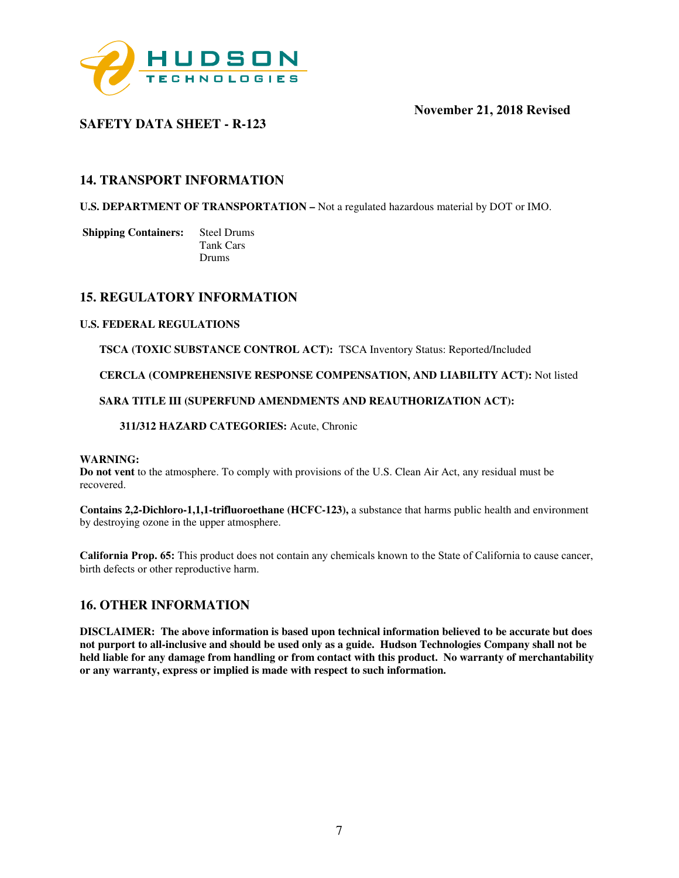**November 21, 2018 Revised**

**SAFETY DATA SHEET - R-123**

## 14. TRANSPORT INFORMATION

**U.S. DEPARTMENT OF TRANSPORTATION –** Not a regulated hazardous material by DOT or IMO.

**Shipping Containers:** Steel Drums
Tank Cars
Drums

## 15. REGULATORY INFORMATION

**U.S. FEDERAL REGULATIONS**

**TSCA (TOXIC SUBSTANCE CONTROL ACT):** TSCA Inventory Status: Reported/Included

**CERCLA (COMPREHENSIVE RESPONSE COMPENSATION, AND LIABILITY ACT):** Not listed

**SARA TITLE III (SUPERFUND AMENDMENTS AND REAUTHORIZATION ACT):**

**311/312 HAZARD CATEGORIES:** Acute, Chronic

**WARNING:**
**Do not vent** to the atmosphere. To comply with provisions of the U.S. Clean Air Act, any residual must be recovered.

**Contains 2,2-Dichloro-1,1,1-trifluoroethane (HCFC-123),** a substance that harms public health and environment by destroying ozone in the upper atmosphere.

**California Prop. 65:** This product does not contain any chemicals known to the State of California to cause cancer, birth defects or other reproductive harm.

## 16. OTHER INFORMATION

**DISCLAIMER: The above information is based upon technical information believed to be accurate but does not purport to all-inclusive and should be used only as a guide. Hudson Technologies Company shall not be held liable for any damage from handling or from contact with this product. No warranty of merchantability or any warranty, express or implied is made with respect to such information.**